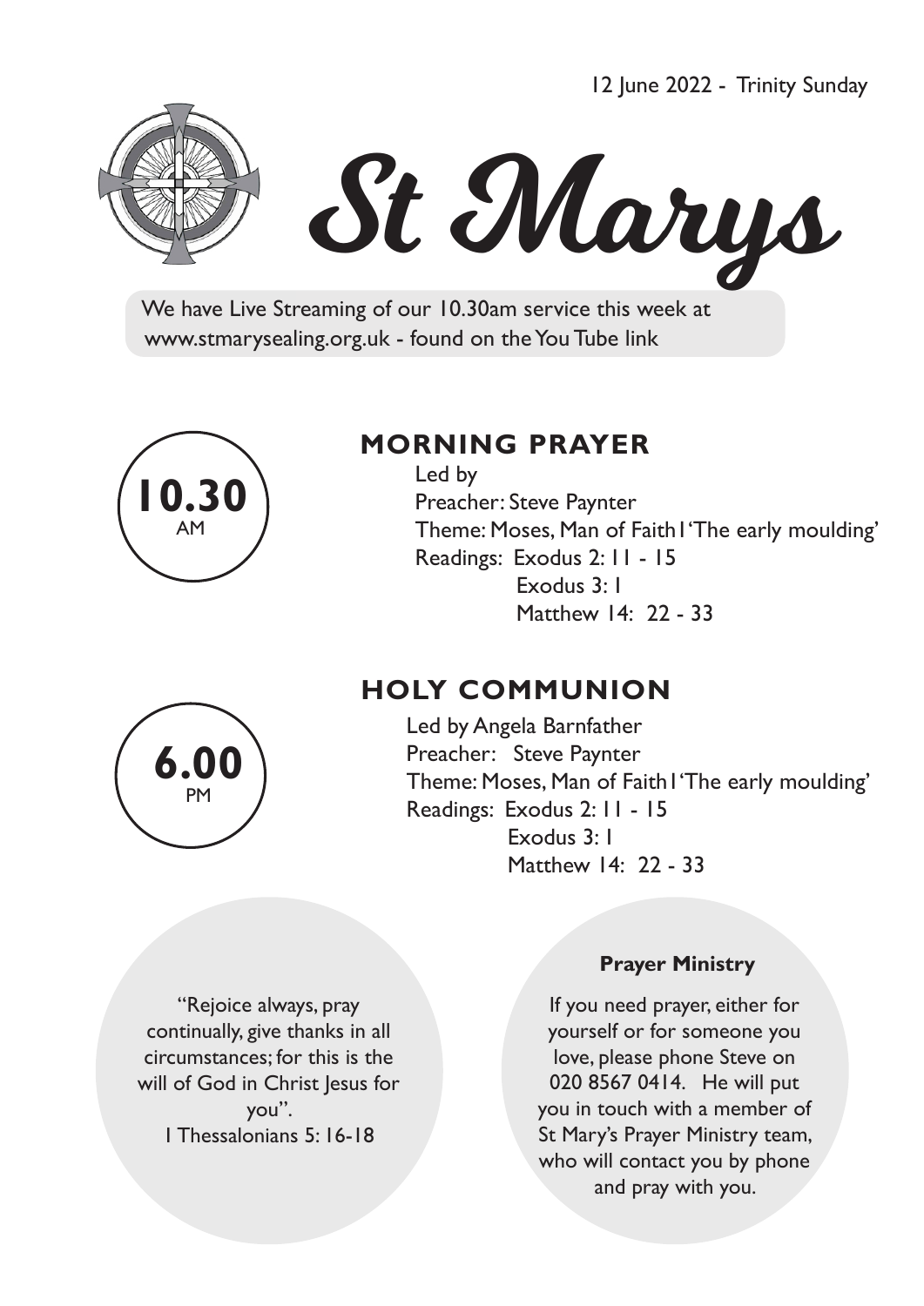12 June 2022 - Trinity Sunday

# St Marys

We have Live Streaming of our 10.30am service this week at www.stmarysealing.org.uk - found on the You Tube link

**10.30** AM

## MORNING PRAYER

Led by
Preacher: Steve Paynter
Theme: Moses, Man of Faith1'The early moulding'
Readings: Exodus 2: 11 - 15
Exodus 3: 1
Matthew 14: 22 - 33

**6.00** PM

## HOLY COMMUNION

Led by Angela Barnfather
Preacher: Steve Paynter
Theme: Moses, Man of Faith1'The early moulding'
Readings: Exodus 2: 11 - 15
Exodus 3: 1
Matthew 14: 22 - 33

"Rejoice always, pray continually, give thanks in all circumstances; for this is the will of God in Christ Jesus for you".
1 Thessalonians 5: 16-18

**Prayer Ministry**

If you need prayer, either for yourself or for someone you love, please phone Steve on 020 8567 0414. He will put you in touch with a member of St Mary's Prayer Ministry team, who will contact you by phone and pray with you.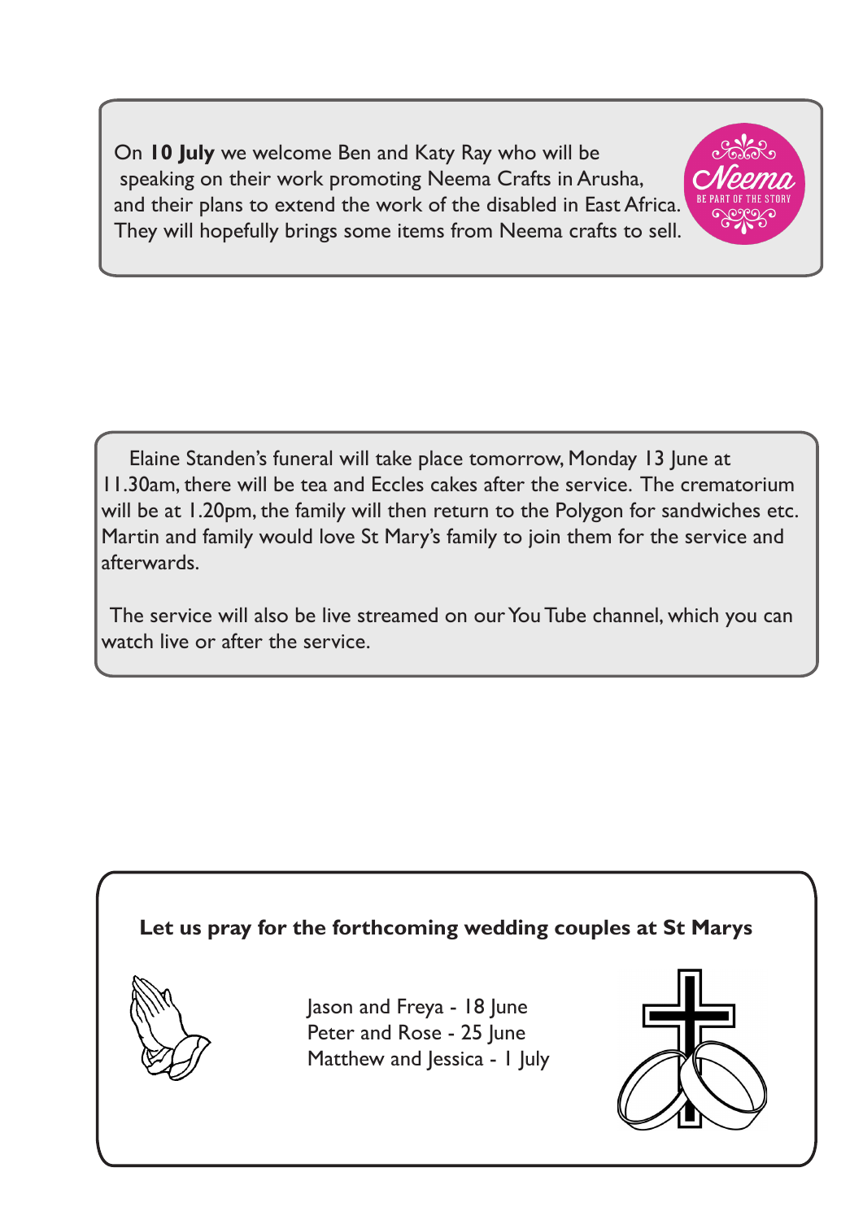On **10 July** we welcome Ben and Katy Ray who will be speaking on their work promoting Neema Crafts in Arusha, and their plans to extend the work of the disabled in East Africa. They will hopefully brings some items from Neema crafts to sell.

Elaine Standen's funeral will take place tomorrow, Monday 13 June at 11.30am, there will be tea and Eccles cakes after the service. The crematorium will be at 1.20pm, the family will then return to the Polygon for sandwiches etc. Martin and family would love St Mary's family to join them for the service and afterwards.

The service will also be live streamed on our You Tube channel, which you can watch live or after the service.

**Let us pray for the forthcoming wedding couples at St Marys**

Jason and Freya - 18 June
Peter and Rose - 25 June
Matthew and Jessica - 1 July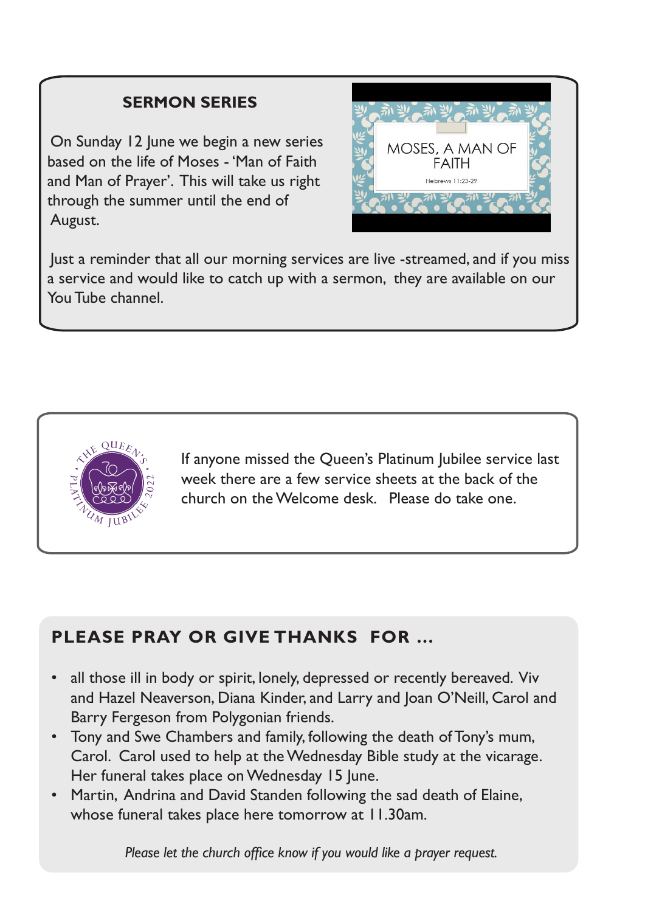## SERMON SERIES

On Sunday 12 June we begin a new series based on the life of Moses - 'Man of Faith and Man of Prayer'. This will take us right through the summer until the end of August.

MOSES, A MAN OF FAITH

Hebrews 11:23-29

Just a reminder that all our morning services are live -streamed, and if you miss a service and would like to catch up with a sermon, they are available on our You Tube channel.

If anyone missed the Queen's Platinum Jubilee service last week there are a few service sheets at the back of the church on the Welcome desk. Please do take one.

## PLEASE PRAY OR GIVE THANKS FOR ...

- all those ill in body or spirit, lonely, depressed or recently bereaved. Viv and Hazel Neaverson, Diana Kinder, and Larry and Joan O'Neill, Carol and Barry Fergeson from Polygonian friends.
- Tony and Swe Chambers and family, following the death of Tony's mum, Carol. Carol used to help at the Wednesday Bible study at the vicarage. Her funeral takes place on Wednesday 15 June.
- Martin, Andrina and David Standen following the sad death of Elaine, whose funeral takes place here tomorrow at 11.30am.

*Please let the church office know if you would like a prayer request.*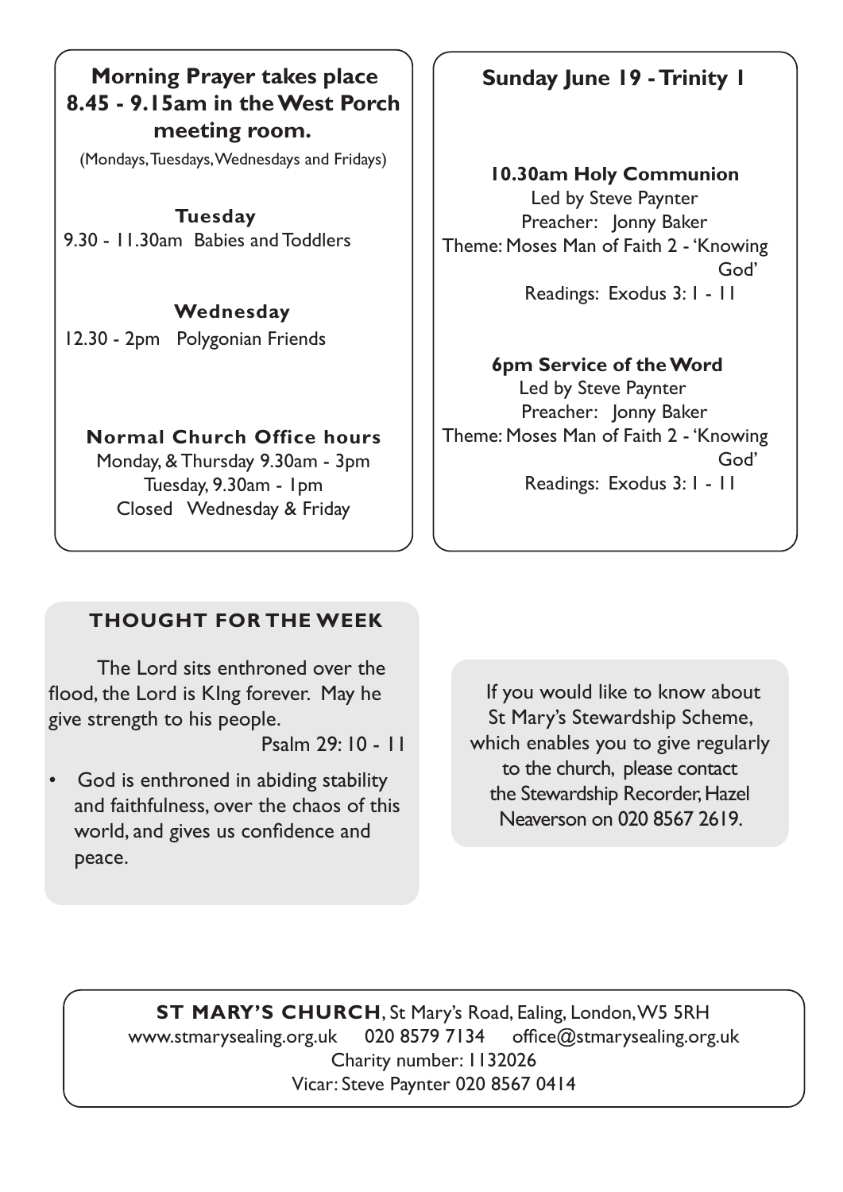**Morning Prayer takes place 8.45 - 9.15am in the West Porch meeting room.**

(Mondays, Tuesdays, Wednesdays and Fridays)

**Tuesday**

9.30 - 11.30am Babies and Toddlers

**Wednesday**

12.30 - 2pm Polygonian Friends

**Normal Church Office hours**

Monday, & Thursday 9.30am - 3pm
Tuesday, 9.30am - 1pm
Closed Wednesday & Friday

## Sunday June 19 - Trinity 1

**10.30am Holy Communion**

Led by Steve Paynter
Preacher: Jonny Baker
Theme: Moses Man of Faith 2 - 'Knowing God'
Readings: Exodus 3: 1 - 11

**6pm Service of the Word**

Led by Steve Paynter
Preacher: Jonny Baker
Theme: Moses Man of Faith 2 - 'Knowing God'
Readings: Exodus 3: 1 - 11

**THOUGHT FOR THE WEEK**

The Lord sits enthroned over the flood, the Lord is KIng forever. May he give strength to his people.

Psalm 29: 10 - 11

- God is enthroned in abiding stability and faithfulness, over the chaos of this world, and gives us confidence and peace.

If you would like to know about St Mary's Stewardship Scheme, which enables you to give regularly to the church, please contact the Stewardship Recorder, Hazel Neaverson on 020 8567 2619.

**ST MARY'S CHURCH**, St Mary's Road, Ealing, London, W5 5RH
www.stmarysealing.org.uk 020 8579 7134 office@stmarysealing.org.uk
Charity number: 1132026
Vicar: Steve Paynter 020 8567 0414